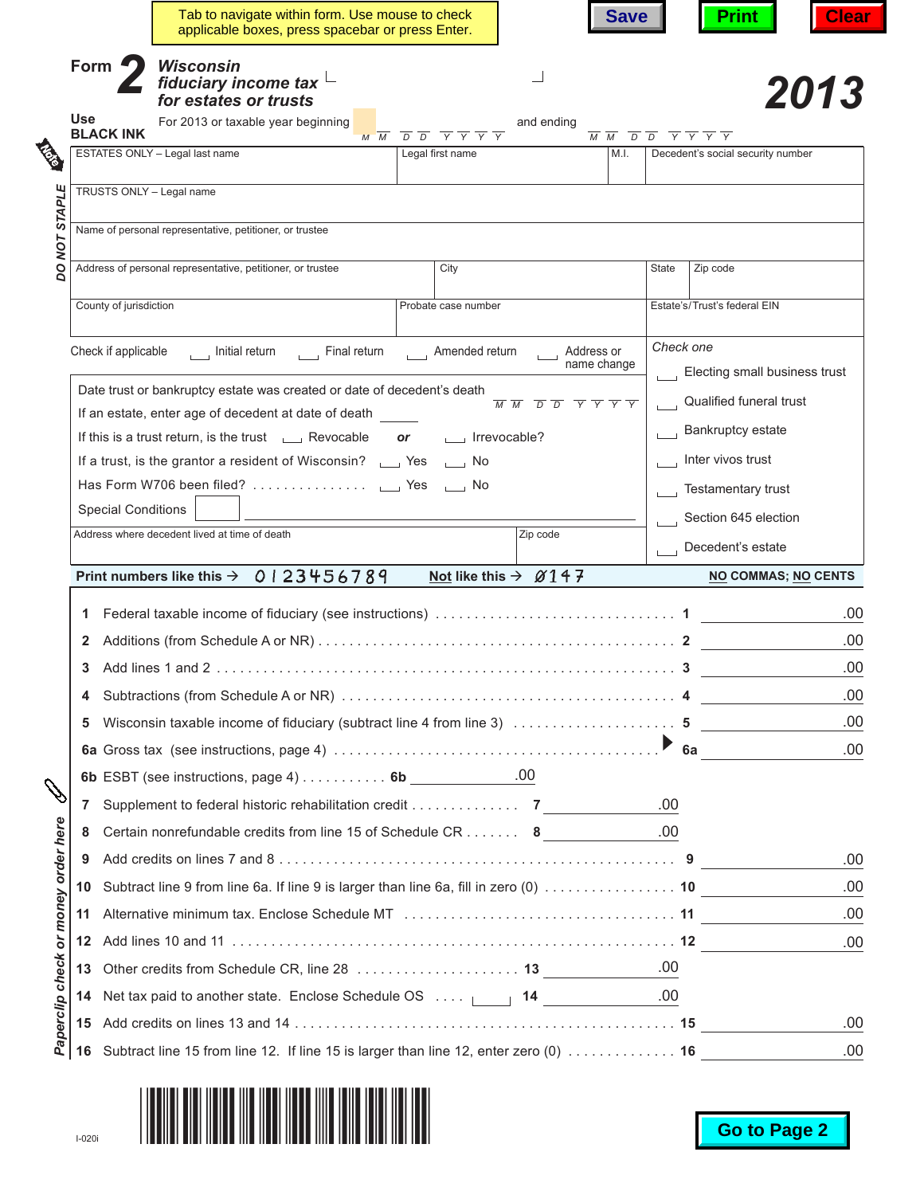Tab to navigate within form. Use mouse to check applicable boxes, press spacebar or press Enter.

Save | Print | Clear

# Form 2 Wisconsin fiduciary income tax for estates or trusts 2013

Use BLACK INK

For 2013 or taxable year beginning M M D D Y Y Y Y and ending M M D D Y Y Y Y

*Note* — *DO NOT STAPLE*

| ESTATES ONLY – Legal last name | Legal first name | M.I. | Decedent's social security number |
|---|---|---|---|
| TRUSTS ONLY – Legal name | | | |
| Name of personal representative, petitioner, or trustee | | | |
| Address of personal representative, petitioner, or trustee | City | State | Zip code |
| County of jurisdiction | Probate case number | | Estate's/Trust's federal EIN |

Check if applicable ☐ Initial return ☐ Final return ☐ Amended return ☐ Address or name change

Date trust or bankruptcy estate was created or date of decedent's death M M D D Y Y Y Y

If an estate, enter age of decedent at date of death ______

If this is a trust return, is the trust ☐ Revocable *or* ☐ Irrevocable?

If a trust, is the grantor a resident of Wisconsin? ☐ Yes ☐ No

Has Form W706 been filed? . . . . . . . . . . . . . . . ☐ Yes ☐ No

Special Conditions ☐ ______

Address where decedent lived at time of death | Zip code

*Check one*

- ☐ Electing small business trust
- ☐ Qualified funeral trust
- ☐ Bankruptcy estate
- ☐ Inter vivos trust
- ☐ Testamentary trust
- ☐ Section 645 election
- ☐ Decedent's estate

**Print numbers like this →** 0123456789 **Not like this →** Ø147 **NO COMMAS; NO CENTS**

*Paperclip check or money order here*

| Line | Description | | Amount |
|---|---|---|---|
| 1 | Federal taxable income of fiduciary (see instructions) | 1 | .00 |
| 2 | Additions (from Schedule A or NR) | 2 | .00 |
| 3 | Add lines 1 and 2 | 3 | .00 |
| 4 | Subtractions (from Schedule A or NR) | 4 | .00 |
| 5 | Wisconsin taxable income of fiduciary (subtract line 4 from line 3) | 5 | .00 |
| 6a | Gross tax (see instructions, page 4) | 6a | .00 |
| 6b | ESBT (see instructions, page 4) . . . 6b .00 | | |
| 7 | Supplement to federal historic rehabilitation credit . . . 7 .00 | | |
| 8 | Certain nonrefundable credits from line 15 of Schedule CR . . . 8 .00 | | |
| 9 | Add credits on lines 7 and 8 | 9 | .00 |
| 10 | Subtract line 9 from line 6a. If line 9 is larger than line 6a, fill in zero (0) | 10 | .00 |
| 11 | Alternative minimum tax. Enclose Schedule MT | 11 | .00 |
| 12 | Add lines 10 and 11 | 12 | .00 |
| 13 | Other credits from Schedule CR, line 28 . . . 13 .00 | | |
| 14 | Net tax paid to another state. Enclose Schedule OS . . . ☐ 14 .00 | | |
| 15 | Add credits on lines 13 and 14 | 15 | .00 |
| 16 | Subtract line 15 from line 12. If line 15 is larger than line 12, enter zero (0) | 16 | .00 |

I-020i

Go to Page 2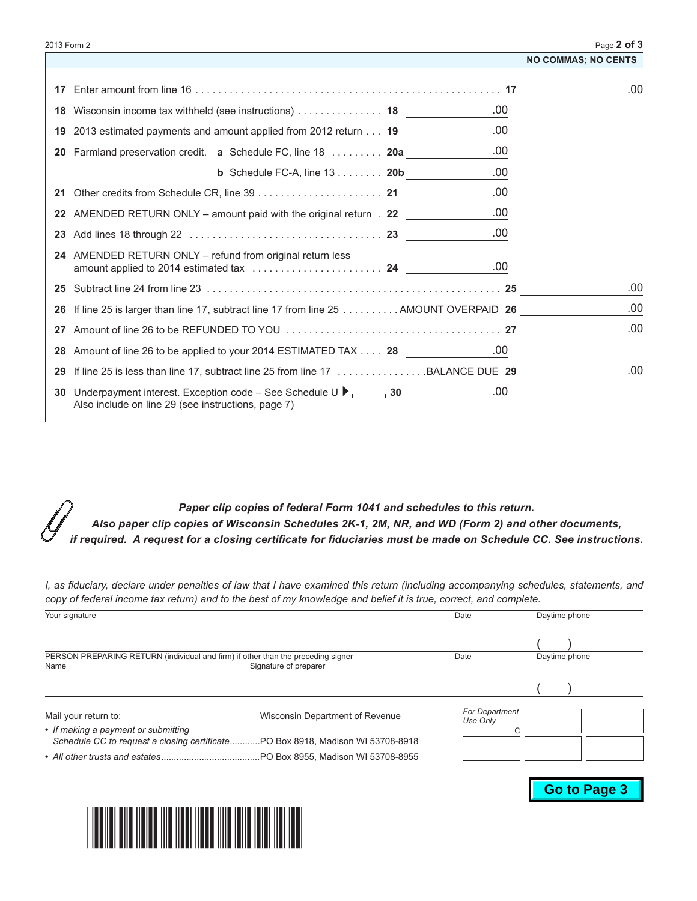**NO COMMAS; NO CENTS**

| Line | Description | Line | Amount | Line | Amount |
|---|---|---|---|---|---|
| 17 | Enter amount from line 16 | | | 17 | .00 |
| 18 | Wisconsin income tax withheld (see instructions) | 18 | .00 | | |
| 19 | 2013 estimated payments and amount applied from 2012 return | 19 | .00 | | |
| 20 | Farmland preservation credit. **a** Schedule FC, line 18 | 20a | .00 | | |
| | **b** Schedule FC-A, line 13 | 20b | .00 | | |
| 21 | Other credits from Schedule CR, line 39 | 21 | .00 | | |
| 22 | AMENDED RETURN ONLY – amount paid with the original return | 22 | .00 | | |
| 23 | Add lines 18 through 22 | 23 | .00 | | |
| 24 | AMENDED RETURN ONLY – refund from original return less amount applied to 2014 estimated tax | 24 | .00 | | |
| 25 | Subtract line 24 from line 23 | | | 25 | .00 |
| 26 | If line 25 is larger than line 17, subtract line 17 from line 25 . . . AMOUNT OVERPAID | | | 26 | .00 |
| 27 | Amount of line 26 to be REFUNDED TO YOU | | | 27 | .00 |
| 28 | Amount of line 26 to be applied to your 2014 ESTIMATED TAX | 28 | .00 | | |
| 29 | If line 25 is less than line 17, subtract line 25 from line 17 . . . BALANCE DUE | | | 29 | .00 |
| 30 | Underpayment interest. Exception code – See Schedule U ▶ ______ Also include on line 29 (see instructions, page 7) | 30 | .00 | | |

***Paper clip copies of federal Form 1041 and schedules to this return. Also paper clip copies of Wisconsin Schedules 2K-1, 2M, NR, and WD (Form 2) and other documents, if required. A request for a closing certificate for fiduciaries must be made on Schedule CC. See instructions.***

*I, as fiduciary, declare under penalties of law that I have examined this return (including accompanying schedules, statements, and copy of federal income tax return) and to the best of my knowledge and belief it is true, correct, and complete.*

| Your signature | Date | Daytime phone |
|---|---|---|
| | | ( ) |

| PERSON PREPARING RETURN (individual and firm) if other than the preceding signer Name | Signature of preparer | Date | Daytime phone |
|---|---|---|---|
| | | | ( ) |

Mail your return to: Wisconsin Department of Revenue

- *If making a payment or submitting Schedule CC to request a closing certificate*............PO Box 8918, Madison WI 53708-8918
- *All other trusts and estates*.......................................PO Box 8955, Madison WI 53708-8955

*For Department Use Only* C

**Go to Page 3**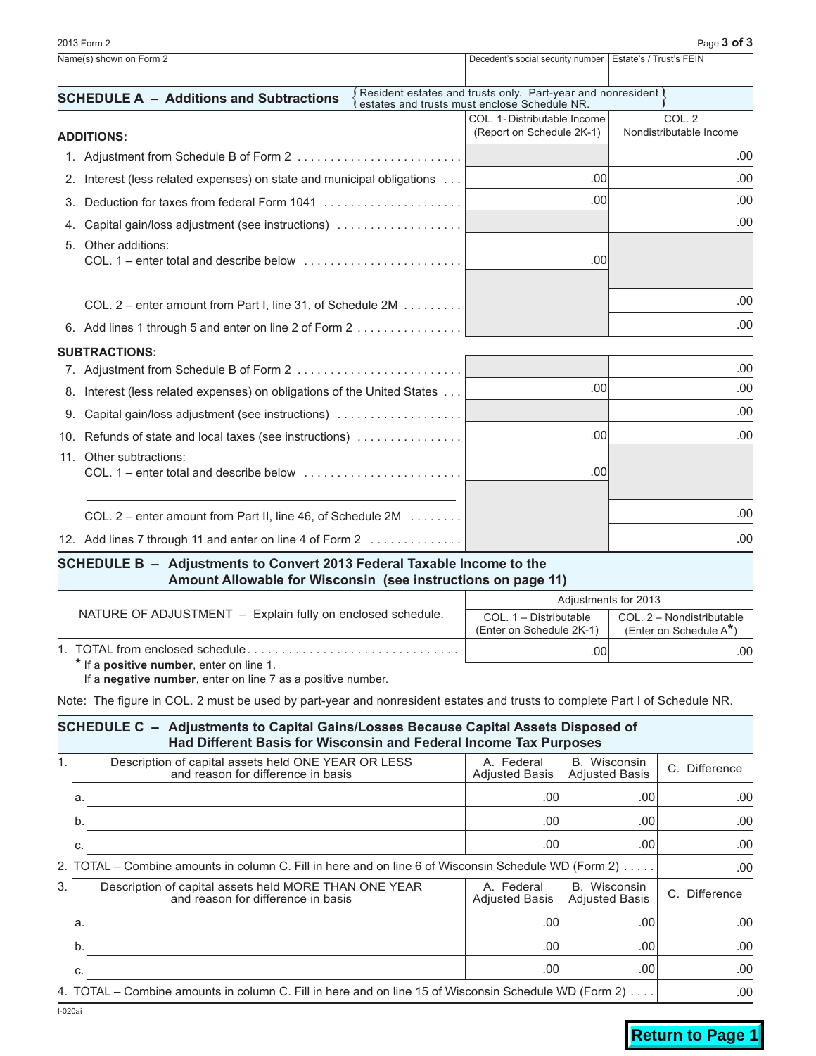2013 Form 2

| Name(s) shown on Form 2 | Decedent's social security number | Estate's / Trust's FEIN |
|---|---|---|
| | | |

## SCHEDULE A – Additions and Subtractions

{ Resident estates and trusts only. Part-year and nonresident estates and trusts must enclose Schedule NR. }

| ADDITIONS: | COL. 1 - Distributable Income (Report on Schedule 2K-1) | COL. 2 Nondistributable Income |
|---|---|---|
| 1. Adjustment from Schedule B of Form 2 | | .00 |
| 2. Interest (less related expenses) on state and municipal obligations | .00 | .00 |
| 3. Deduction for taxes from federal Form 1041 | .00 | .00 |
| 4. Capital gain/loss adjustment (see instructions) | | .00 |
| 5. Other additions: COL. 1 – enter total and describe below | .00 | |
| COL. 2 – enter amount from Part I, line 31, of Schedule 2M | | .00 |
| 6. Add lines 1 through 5 and enter on line 2 of Form 2 | | .00 |

| SUBTRACTIONS: | COL. 1 - Distributable Income | COL. 2 Nondistributable Income |
|---|---|---|
| 7. Adjustment from Schedule B of Form 2 | | .00 |
| 8. Interest (less related expenses) on obligations of the United States | .00 | .00 |
| 9. Capital gain/loss adjustment (see instructions) | | .00 |
| 10. Refunds of state and local taxes (see instructions) | .00 | .00 |
| 11. Other subtractions: COL. 1 – enter total and describe below | .00 | |
| COL. 2 – enter amount from Part II, line 46, of Schedule 2M | | .00 |
| 12. Add lines 7 through 11 and enter on line 4 of Form 2 | | .00 |

## SCHEDULE B – Adjustments to Convert 2013 Federal Taxable Income to the Amount Allowable for Wisconsin (see instructions on page 11)

| NATURE OF ADJUSTMENT – Explain fully on enclosed schedule. | Adjustments for 2013 | |
|---|---|---|
| | COL. 1 – Distributable (Enter on Schedule 2K-1) | COL. 2 – Nondistributable (Enter on Schedule A*) |
| 1. TOTAL from enclosed schedule | .00 | .00 |

* If a **positive number**, enter on line 1.
If a **negative number**, enter on line 7 as a positive number.

Note: The figure in COL. 2 must be used by part-year and nonresident estates and trusts to complete Part I of Schedule NR.

## SCHEDULE C – Adjustments to Capital Gains/Losses Because Capital Assets Disposed of Had Different Basis for Wisconsin and Federal Income Tax Purposes

| 1. Description of capital assets held ONE YEAR OR LESS and reason for difference in basis | A. Federal Adjusted Basis | B. Wisconsin Adjusted Basis | C. Difference |
|---|---|---|---|
| a. | .00 | .00 | .00 |
| b. | .00 | .00 | .00 |
| c. | .00 | .00 | .00 |
| 2. TOTAL – Combine amounts in column C. Fill in here and on line 6 of Wisconsin Schedule WD (Form 2) | | | .00 |

| 3. Description of capital assets held MORE THAN ONE YEAR and reason for difference in basis | A. Federal Adjusted Basis | B. Wisconsin Adjusted Basis | C. Difference |
|---|---|---|---|
| a. | .00 | .00 | .00 |
| b. | .00 | .00 | .00 |
| c. | .00 | .00 | .00 |
| 4. TOTAL – Combine amounts in column C. Fill in here and on line 15 of Wisconsin Schedule WD (Form 2) | | | .00 |

I-020ai

Return to Page 1